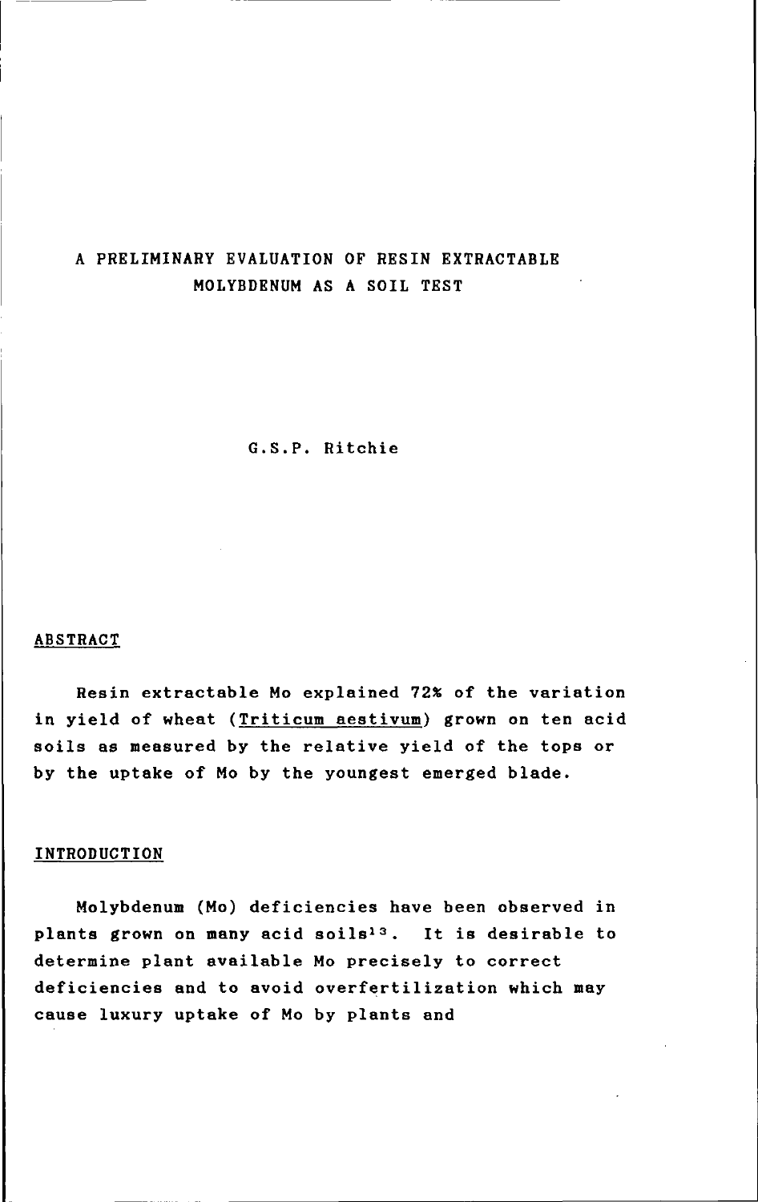# A PRELIMINARY EVALUATION OF RESIN EXTRACTABLE MOLYBDENUM AS A SOIL TEST

G.S.P. Ritchie

## ABSTRACT

Resin extractable Mo explained 72% of the variation in yield of wheat (*Triticum aestivum*) grown on ten acid soils as measured by the relative yield of the tops or by the uptake of Mo by the youngest emerged blade.

## INTRODUCTION

Molybdenum (Mo) deficiencies have been observed in plants grown on many acid soils[13]. It is desirable to determine plant available Mo precisely to correct deficiencies and to avoid overfertilization which may cause luxury uptake of Mo by plants and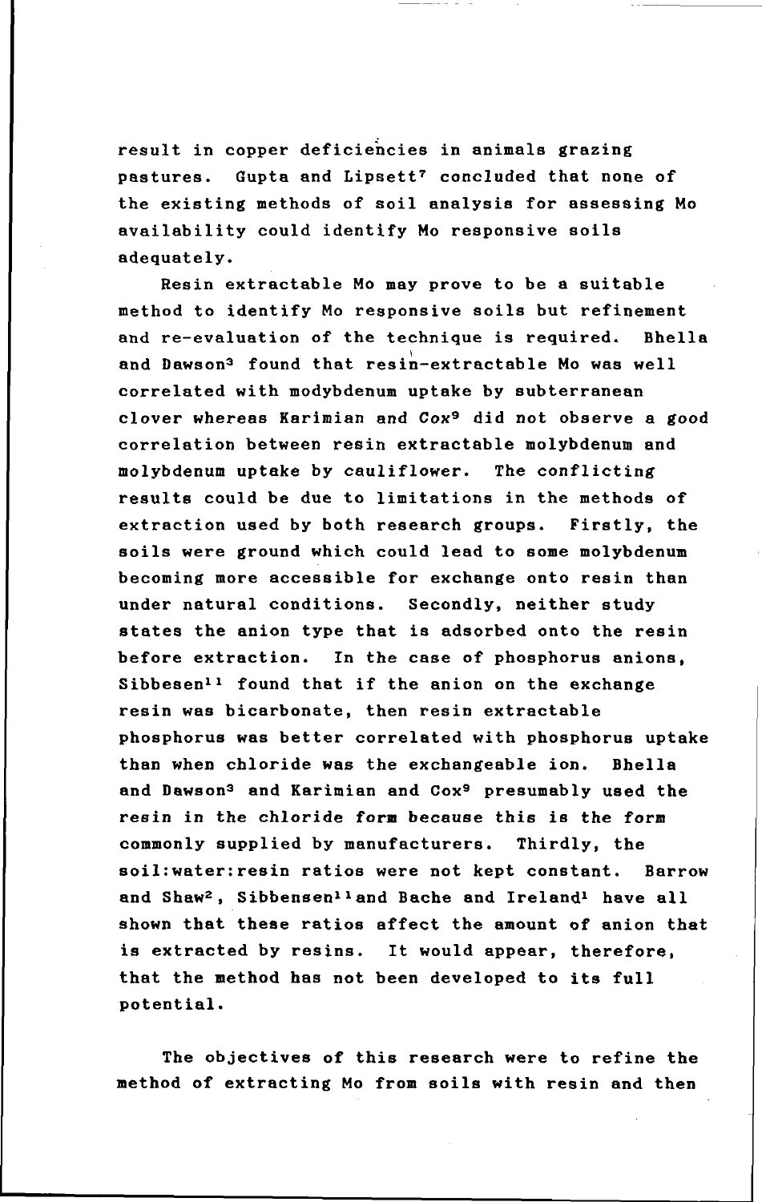result in copper deficiencies in animals grazing pastures. Gupta and Lipsett[7] concluded that none of the existing methods of soil analysis for assessing Mo availability could identify Mo responsive soils adequately.

Resin extractable Mo may prove to be a suitable method to identify Mo responsive soils but refinement and re-evaluation of the technique is required. Bhella and Dawson[3] found that resin-extractable Mo was well correlated with modybdenum uptake by subterranean clover whereas Karimian and Cox[9] did not observe a good correlation between resin extractable molybdenum and molybdenum uptake by cauliflower. The conflicting results could be due to limitations in the methods of extraction used by both research groups. Firstly, the soils were ground which could lead to some molybdenum becoming more accessible for exchange onto resin than under natural conditions. Secondly, neither study states the anion type that is adsorbed onto the resin before extraction. In the case of phosphorus anions, Sibbesen[11] found that if the anion on the exchange resin was bicarbonate, then resin extractable phosphorus was better correlated with phosphorus uptake than when chloride was the exchangeable ion. Bhella and Dawson[3] and Karimian and Cox[9] presumably used the resin in the chloride form because this is the form commonly supplied by manufacturers. Thirdly, the soil:water:resin ratios were not kept constant. Barrow and Shaw[2], Sibbensen[11] and Bache and Ireland[1] have all shown that these ratios affect the amount of anion that is extracted by resins. It would appear, therefore, that the method has not been developed to its full potential.

The objectives of this research were to refine the method of extracting Mo from soils with resin and then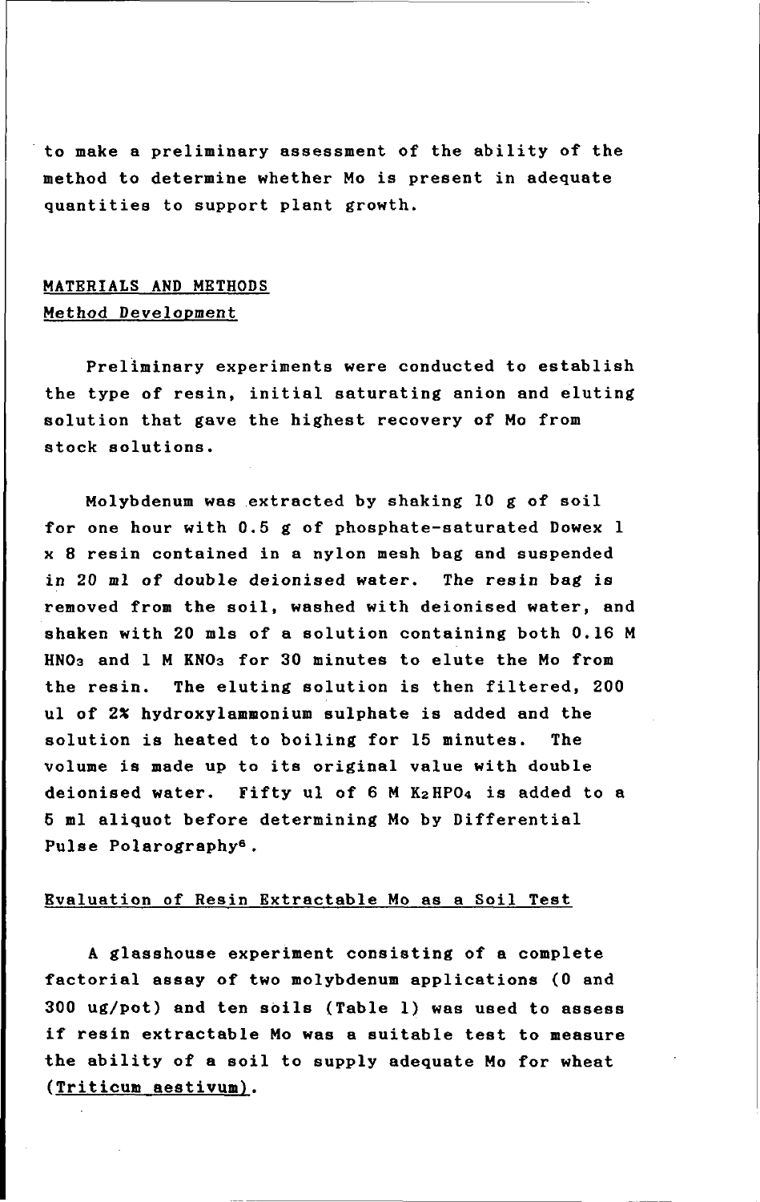to make a preliminary assessment of the ability of the method to determine whether Mo is present in adequate quantities to support plant growth.

## MATERIALS AND METHODS

### Method Development

Preliminary experiments were conducted to establish the type of resin, initial saturating anion and eluting solution that gave the highest recovery of Mo from stock solutions.

Molybdenum was extracted by shaking 10 g of soil for one hour with 0.5 g of phosphate-saturated Dowex 1 x 8 resin contained in a nylon mesh bag and suspended in 20 ml of double deionised water. The resin bag is removed from the soil, washed with deionised water, and shaken with 20 mls of a solution containing both 0.16 M $HNO_3$ and 1 M $KNO_3$ for 30 minutes to elute the Mo from the resin. The eluting solution is then filtered, 200 ul of 2% hydroxylammonium sulphate is added and the solution is heated to boiling for 15 minutes. The volume is made up to its original value with double deionised water. Fifty ul of 6 M $K_2HPO_4$ is added to a 5 ml aliquot before determining Mo by Differential Pulse Polarography[6].

### Evaluation of Resin Extractable Mo as a Soil Test

A glasshouse experiment consisting of a complete factorial assay of two molybdenum applications (0 and 300 ug/pot) and ten soils (Table 1) was used to assess if resin extractable Mo was a suitable test to measure the ability of a soil to supply adequate Mo for wheat (*Triticum aestivum*).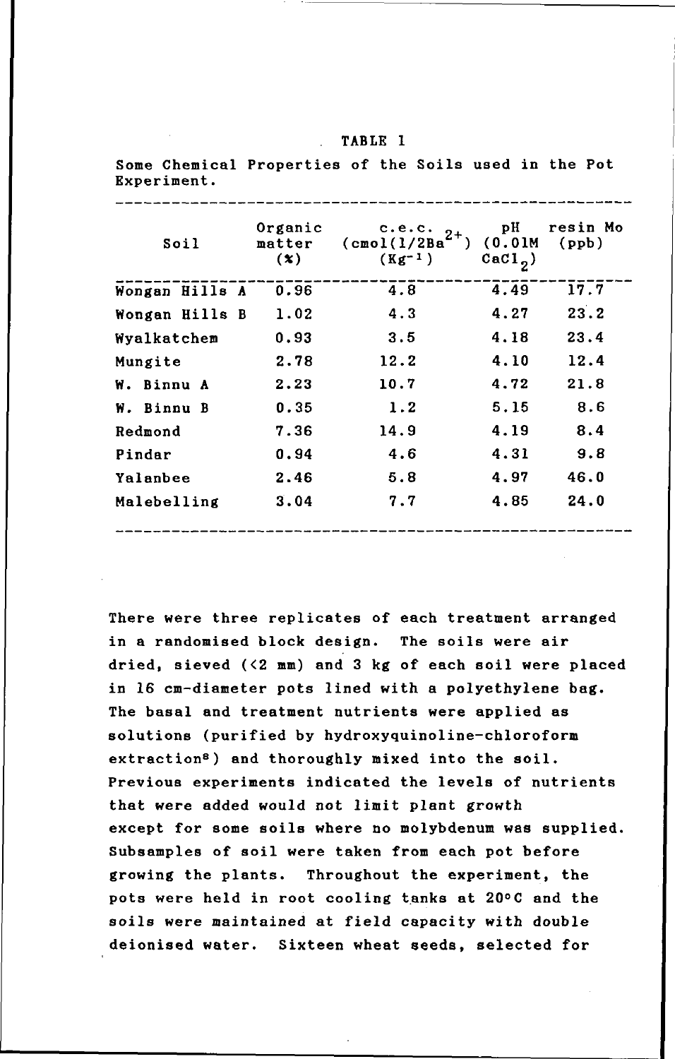TABLE 1

Some Chemical Properties of the Soils used in the Pot Experiment.

| Soil | Organic matter (%) | c.e.c. (cmol(1/2Ba$^{2+}$) (Kg$^{-1}$) | pH (0.01M $CaCl_2$) | resin Mo (ppb) |
|---|---|---|---|---|
| Wongan Hills A | 0.96 | 4.8 | 4.49 | 17.7 |
| Wongan Hills B | 1.02 | 4.3 | 4.27 | 23.2 |
| Wyalkatchem | 0.93 | 3.5 | 4.18 | 23.4 |
| Mungite | 2.78 | 12.2 | 4.10 | 12.4 |
| W. Binnu A | 2.23 | 10.7 | 4.72 | 21.8 |
| W. Binnu B | 0.35 | 1.2 | 5.15 | 8.6 |
| Redmond | 7.36 | 14.9 | 4.19 | 8.4 |
| Pindar | 0.94 | 4.6 | 4.31 | 9.8 |
| Yalanbee | 2.46 | 5.8 | 4.97 | 46.0 |
| Malebelling | 3.04 | 7.7 | 4.85 | 24.0 |

There were three replicates of each treatment arranged in a randomised block design. The soils were air dried, sieved (<2 mm) and 3 kg of each soil were placed in 16 cm-diameter pots lined with a polyethylene bag. The basal and treatment nutrients were applied as solutions (purified by hydroxyquinoline-chloroform extraction[8]) and thoroughly mixed into the soil. Previous experiments indicated the levels of nutrients that were added would not limit plant growth except for some soils where no molybdenum was supplied. Subsamples of soil were taken from each pot before growing the plants. Throughout the experiment, the pots were held in root cooling tanks at 20°C and the soils were maintained at field capacity with double deionised water. Sixteen wheat seeds, selected for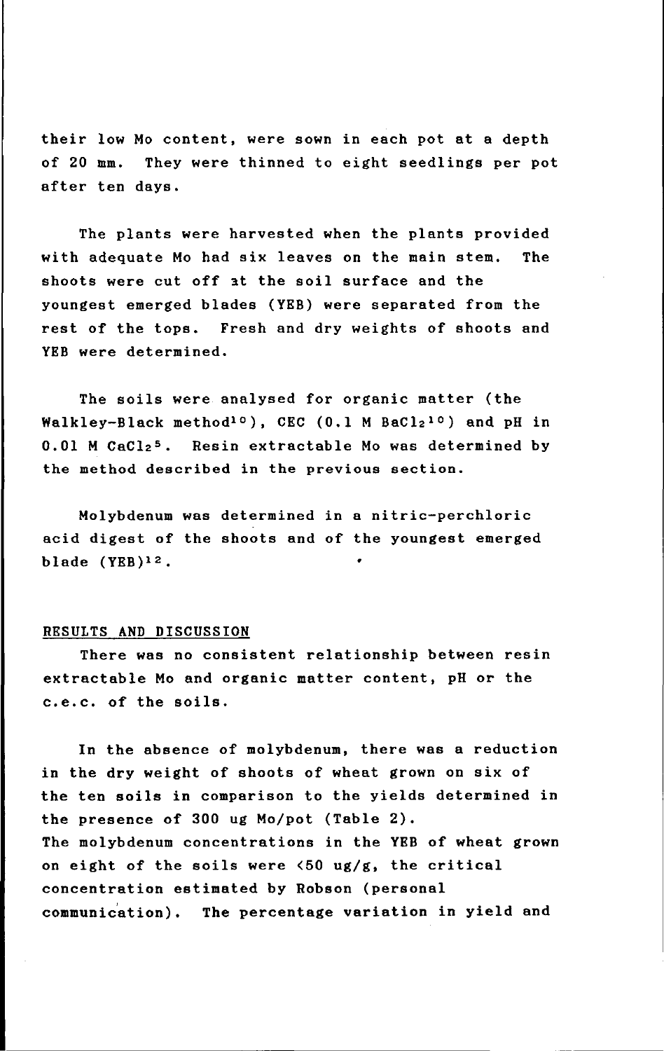their low Mo content, were sown in each pot at a depth of 20 mm. They were thinned to eight seedlings per pot after ten days.

The plants were harvested when the plants provided with adequate Mo had six leaves on the main stem. The shoots were cut off at the soil surface and the youngest emerged blades (YEB) were separated from the rest of the tops. Fresh and dry weights of shoots and YEB were determined.

The soils were analysed for organic matter (the Walkley-Black method[10]), CEC (0.1 M $BaCl_2$[10]) and pH in 0.01 M $CaCl_2$[5]. Resin extractable Mo was determined by the method described in the previous section.

Molybdenum was determined in a nitric-perchloric acid digest of the shoots and of the youngest emerged blade (YEB)[12].

## RESULTS AND DISCUSSION

There was no consistent relationship between resin extractable Mo and organic matter content, pH or the c.e.c. of the soils.

In the absence of molybdenum, there was a reduction in the dry weight of shoots of wheat grown on six of the ten soils in comparison to the yields determined in the presence of 300 ug Mo/pot (Table 2). The molybdenum concentrations in the YEB of wheat grown on eight of the soils were <50 ug/g, the critical concentration estimated by Robson (personal communication). The percentage variation in yield and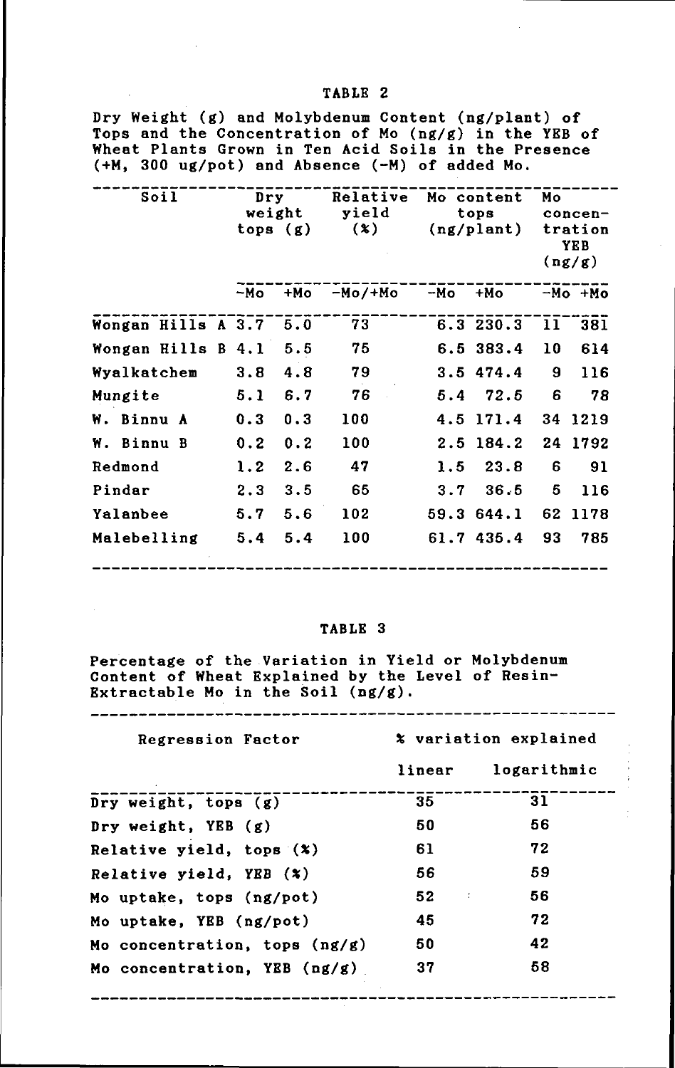TABLE 2

Dry Weight (g) and Molybdenum Content (ng/plant) of Tops and the Concentration of Mo (ng/g) in the YEB of Wheat Plants Grown in Ten Acid Soils in the Presence (+M, 300 ug/pot) and Absence (-M) of added Mo.

| Soil | Dry weight tops (g) | | Relative yield (%) | Mo content tops (ng/plant) | | Mo concentration YEB (ng/g) | |
|---|---|---|---|---|---|---|---|
| | -Mo | +Mo | -Mo/+Mo | -Mo | +Mo | -Mo | +Mo |
| Wongan Hills A | 3.7 | 5.0 | 73 | 6.3 | 230.3 | 11 | 381 |
| Wongan Hills B | 4.1 | 5.5 | 75 | 6.5 | 383.4 | 10 | 614 |
| Wyalkatchem | 3.8 | 4.8 | 79 | 3.5 | 474.4 | 9 | 116 |
| Mungite | 5.1 | 6.7 | 76 | 5.4 | 72.5 | 6 | 78 |
| W. Binnu A | 0.3 | 0.3 | 100 | 4.5 | 171.4 | 34 | 1219 |
| W. Binnu B | 0.2 | 0.2 | 100 | 2.5 | 184.2 | 24 | 1792 |
| Redmond | 1.2 | 2.6 | 47 | 1.5 | 23.8 | 6 | 91 |
| Pindar | 2.3 | 3.5 | 65 | 3.7 | 36.5 | 5 | 116 |
| Yalanbee | 5.7 | 5.6 | 102 | 59.3 | 644.1 | 62 | 1178 |
| Malebelling | 5.4 | 5.4 | 100 | 61.7 | 435.4 | 93 | 785 |

TABLE 3

Percentage of the Variation in Yield or Molybdenum Content of Wheat Explained by the Level of Resin-Extractable Mo in the Soil (ng/g).

| Regression Factor | % variation explained | |
|---|---|---|
| | linear | logarithmic |
| Dry weight, tops (g) | 35 | 31 |
| Dry weight, YEB (g) | 50 | 56 |
| Relative yield, tops (%) | 61 | 72 |
| Relative yield, YEB (%) | 56 | 59 |
| Mo uptake, tops (ng/pot) | 52 | 56 |
| Mo uptake, YEB (ng/pot) | 45 | 72 |
| Mo concentration, tops (ng/g) | 50 | 42 |
| Mo concentration, YEB (ng/g) | 37 | 58 |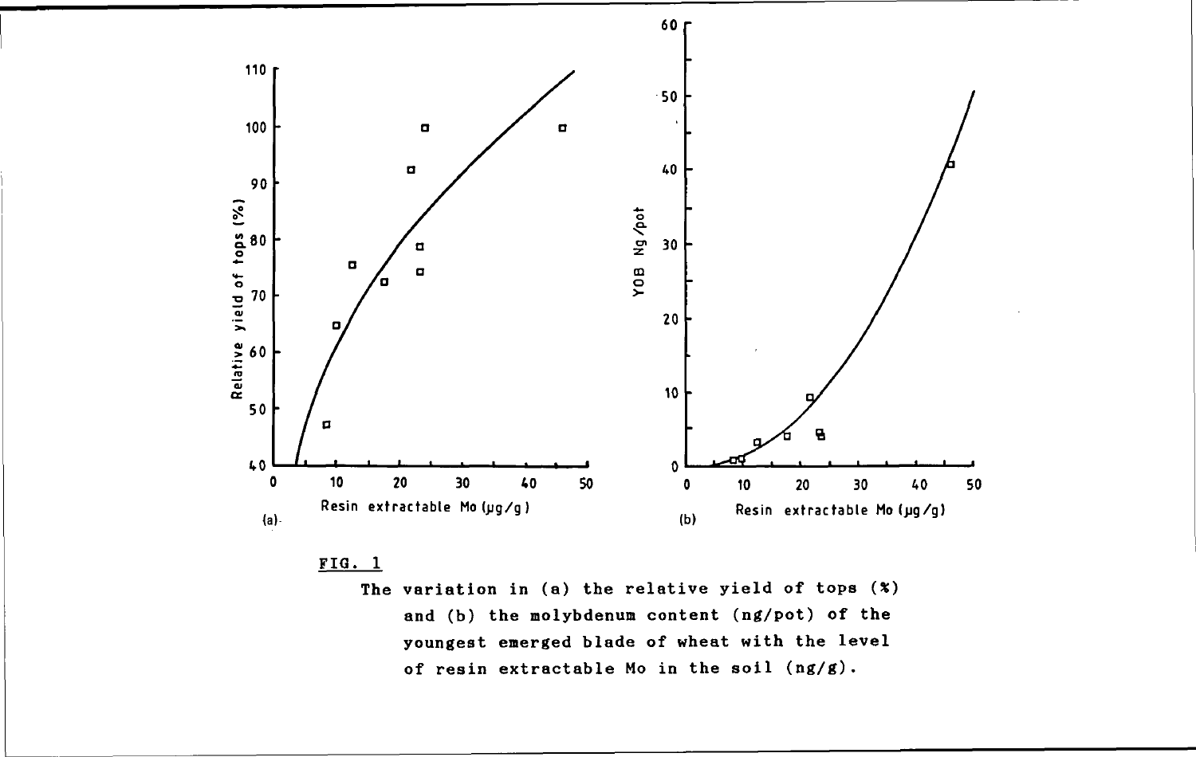FIG. 1

The variation in (a) the relative yield of tops (%) and (b) the molybdenum content (ng/pot) of the youngest emerged blade of wheat with the level of resin extractable Mo in the soil (ng/g).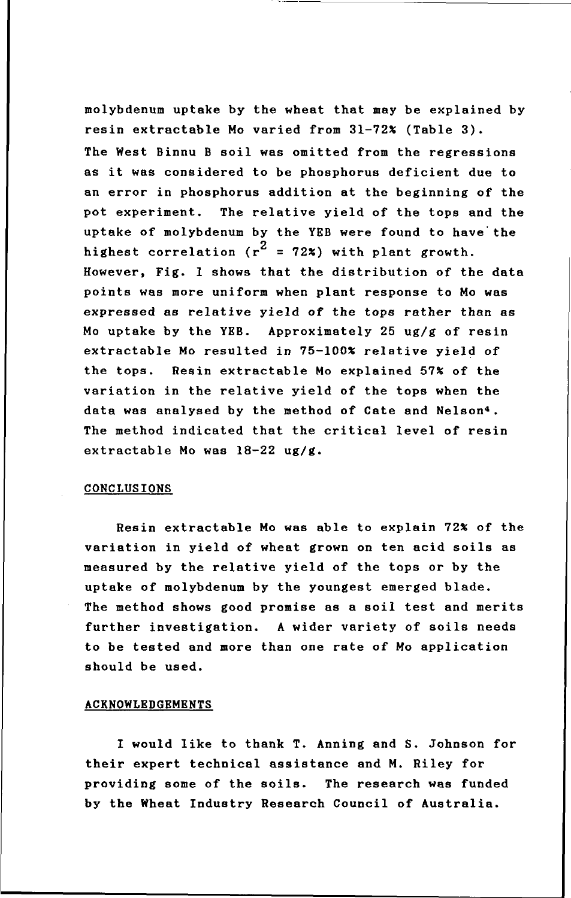molybdenum uptake by the wheat that may be explained by resin extractable Mo varied from 31-72% (Table 3). The West Binnu B soil was omitted from the regressions as it was considered to be phosphorus deficient due to an error in phosphorus addition at the beginning of the pot experiment. The relative yield of the tops and the uptake of molybdenum by the YEB were found to have the highest correlation ($r^2$ = 72%) with plant growth. However, Fig. 1 shows that the distribution of the data points was more uniform when plant response to Mo was expressed as relative yield of the tops rather than as Mo uptake by the YEB. Approximately 25 ug/g of resin extractable Mo resulted in 75-100% relative yield of the tops. Resin extractable Mo explained 57% of the variation in the relative yield of the tops when the data was analysed by the method of Cate and Nelson[4]. The method indicated that the critical level of resin extractable Mo was 18-22 ug/g.

## CONCLUSIONS

Resin extractable Mo was able to explain 72% of the variation in yield of wheat grown on ten acid soils as measured by the relative yield of the tops or by the uptake of molybdenum by the youngest emerged blade. The method shows good promise as a soil test and merits further investigation. A wider variety of soils needs to be tested and more than one rate of Mo application should be used.

## ACKNOWLEDGEMENTS

I would like to thank T. Anning and S. Johnson for their expert technical assistance and M. Riley for providing some of the soils. The research was funded by the Wheat Industry Research Council of Australia.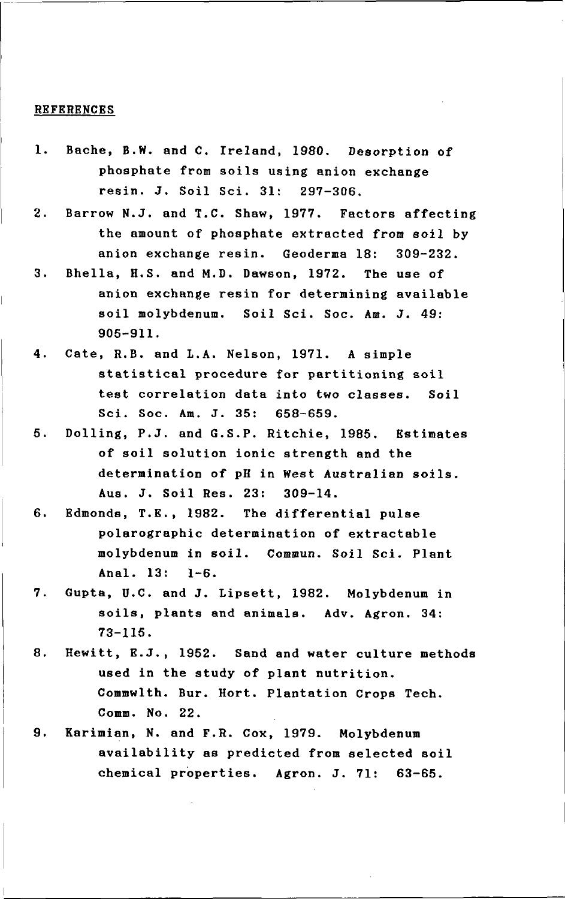## REFERENCES

1. Bache, B.W. and C. Ireland, 1980. Desorption of phosphate from soils using anion exchange resin. J. Soil Sci. 31: 297-306.
2. Barrow N.J. and T.C. Shaw, 1977. Factors affecting the amount of phosphate extracted from soil by anion exchange resin. Geoderma 18: 309-232.
3. Bhella, H.S. and M.D. Dawson, 1972. The use of anion exchange resin for determining available soil molybdenum. Soil Sci. Soc. Am. J. 49: 905-911.
4. Cate, R.B. and L.A. Nelson, 1971. A simple statistical procedure for partitioning soil test correlation data into two classes. Soil Sci. Soc. Am. J. 35: 658-659.
5. Dolling, P.J. and G.S.P. Ritchie, 1985. Estimates of soil solution ionic strength and the determination of pH in West Australian soils. Aus. J. Soil Res. 23: 309-14.
6. Edmonds, T.E., 1982. The differential pulse polarographic determination of extractable molybdenum in soil. Commun. Soil Sci. Plant Anal. 13: 1-6.
7. Gupta, U.C. and J. Lipsett, 1982. Molybdenum in soils, plants and animals. Adv. Agron. 34: 73-115.
8. Hewitt, E.J., 1952. Sand and water culture methods used in the study of plant nutrition. Commwlth. Bur. Hort. Plantation Crops Tech. Comm. No. 22.
9. Karimian, N. and F.R. Cox, 1979. Molybdenum availability as predicted from selected soil chemical properties. Agron. J. 71: 63-65.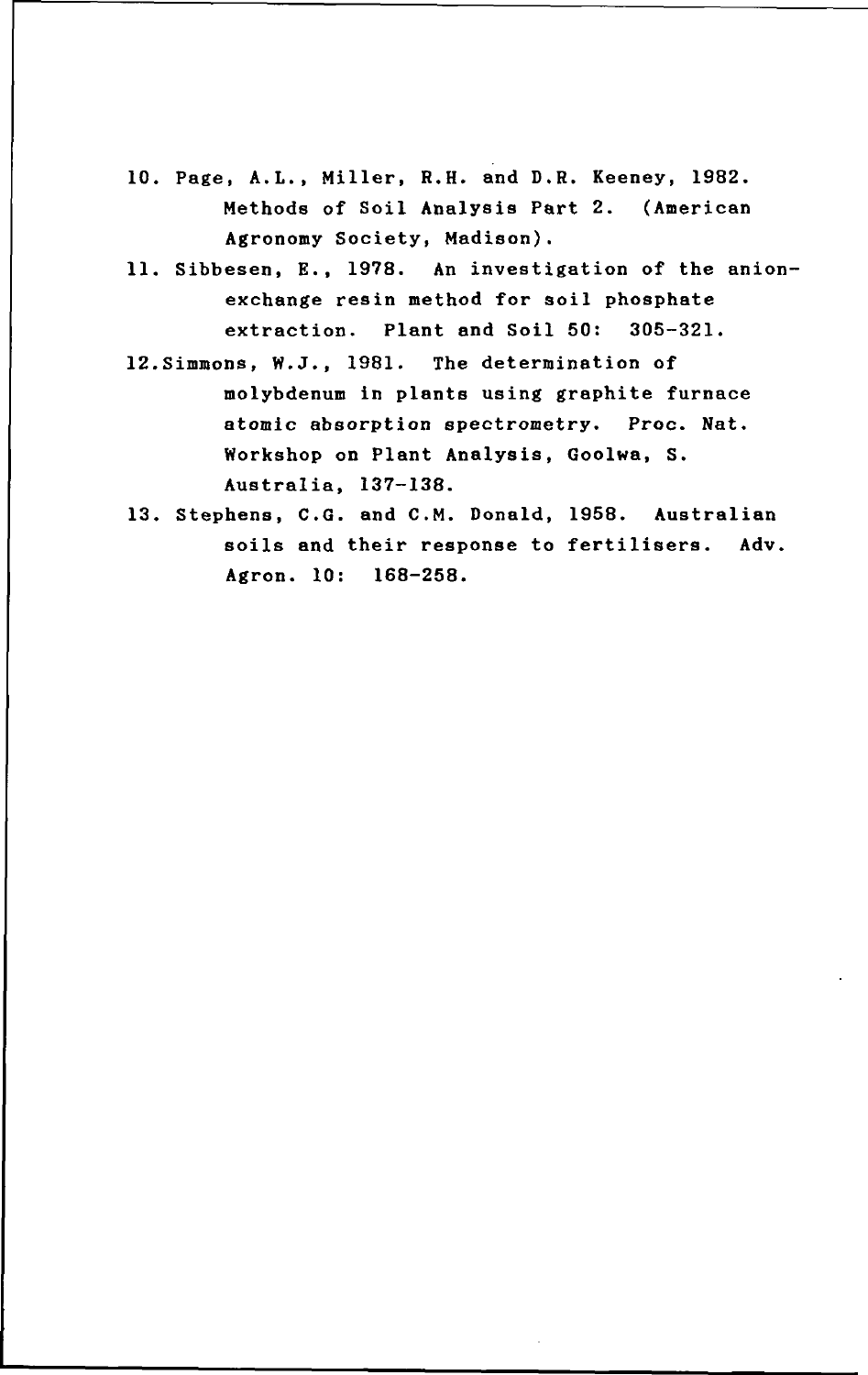10. Page, A.L., Miller, R.H. and D.R. Keeney, 1982. Methods of Soil Analysis Part 2. (American Agronomy Society, Madison).
11. Sibbesen, E., 1978. An investigation of the anion-exchange resin method for soil phosphate extraction. Plant and Soil 50: 305-321.
12. Simmons, W.J., 1981. The determination of molybdenum in plants using graphite furnace atomic absorption spectrometry. Proc. Nat. Workshop on Plant Analysis, Goolwa, S. Australia, 137-138.
13. Stephens, C.G. and C.M. Donald, 1958. Australian soils and their response to fertilisers. Adv. Agron. 10: 168-258.